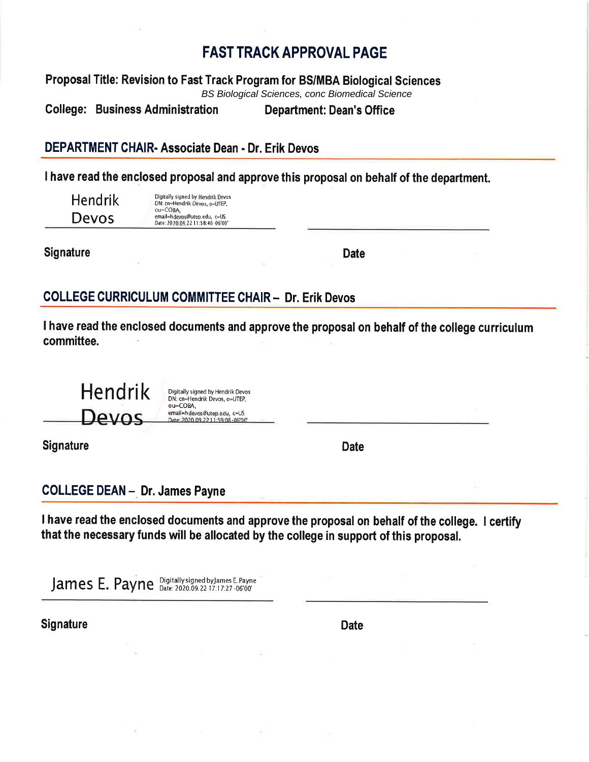# FAST TRACK APPROVAL PAGE

**Proposal Title: Revision to Fast Track Program for BS/MBA Biological Sciences**

*BS Biological Sciences, conc Biomedical Science*

**College: Business Administration** **Department: Dean's Office**

## DEPARTMENT CHAIR- Associate Dean - Dr. Erik Devos

**I have read the enclosed proposal and approve this proposal on behalf of the department.**

Hendrik Devos — Digitally signed by Hendrik Devos DN: cn=Hendrik Devos, o=UTEP, ou=COBA, email=hdevos@utep.edu, c=US Date: 2020.09.22 11:58:46 -06'00'

**Signature** **Date**

## COLLEGE CURRICULUM COMMITTEE CHAIR – Dr. Erik Devos

**I have read the enclosed documents and approve the proposal on behalf of the college curriculum committee.**

Hendrik Devos — Digitally signed by Hendrik Devos DN: cn=Hendrik Devos, o=UTEP, ou=COBA, email=hdevos@utep.edu, c=US Date: 2020.09.22 11:59:08 -06'00'

**Signature** **Date**

## COLLEGE DEAN – Dr. James Payne

**I have read the enclosed documents and approve the proposal on behalf of the college. I certify that the necessary funds will be allocated by the college in support of this proposal.**

James E. Payne — Digitally signed by James E. Payne Date: 2020.09.22 17:17:27 -06'00'

**Signature** **Date**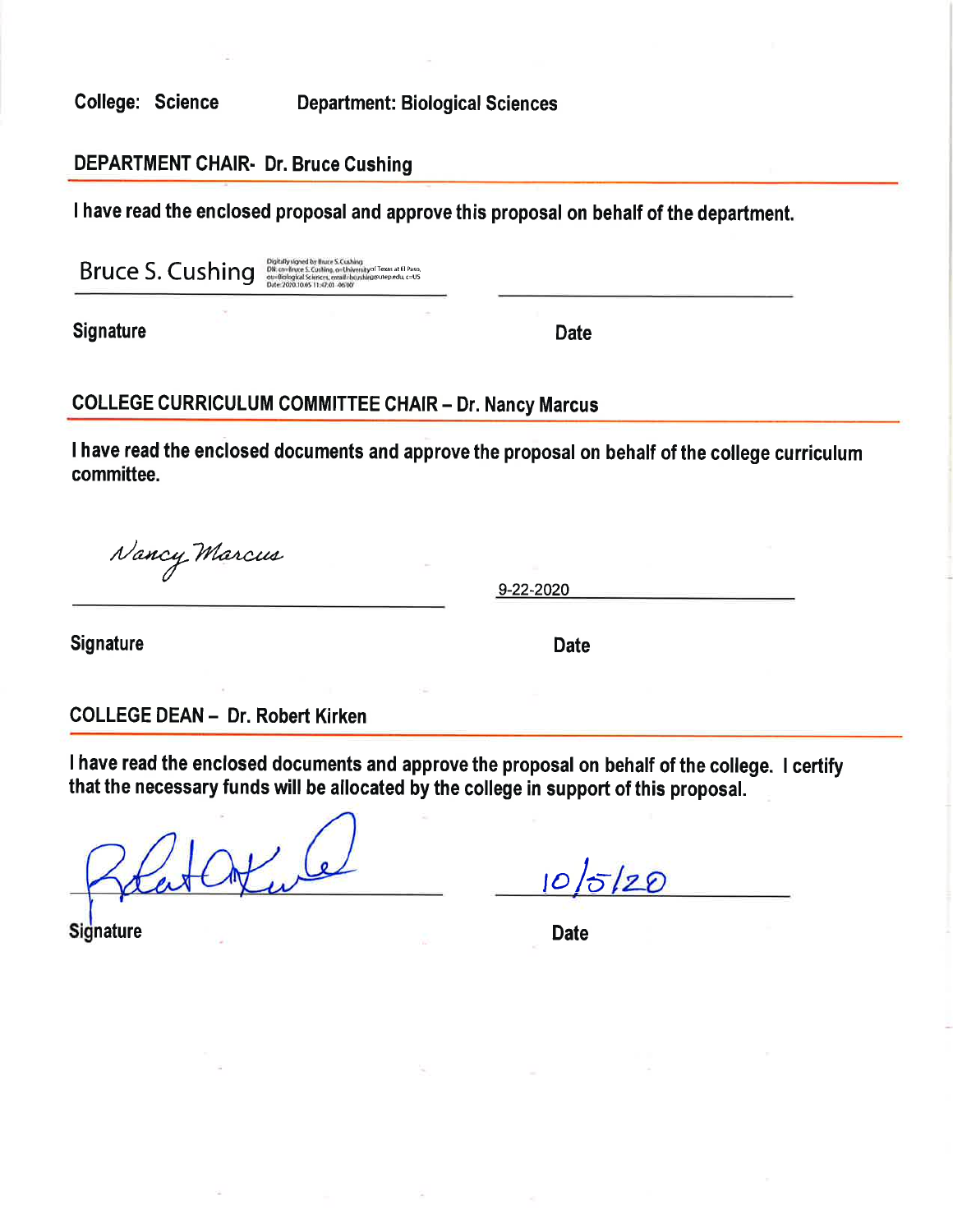**College: Science** **Department: Biological Sciences**

**DEPARTMENT CHAIR- Dr. Bruce Cushing**

**I have read the enclosed proposal and approve this proposal on behalf of the department.**

Bruce S. Cushing Digitally signed by Bruce S. Cushing DN: cn=Bruce S. Cushing, o=University of Texas at El Paso, ou=Biological Sciences, email=bcushing@utep.edu, c=US Date: 2020.10.05 11:47:01 -06'00'

**Signature** **Date**

**COLLEGE CURRICULUM COMMITTEE CHAIR – Dr. Nancy Marcus**

**I have read the enclosed documents and approve the proposal on behalf of the college curriculum committee.**

Nancy Marcus 9-22-2020

**Signature** **Date**

**COLLEGE DEAN – Dr. Robert Kirken**

**I have read the enclosed documents and approve the proposal on behalf of the college. I certify that the necessary funds will be allocated by the college in support of this proposal.**

10/5/20

**Signature** **Date**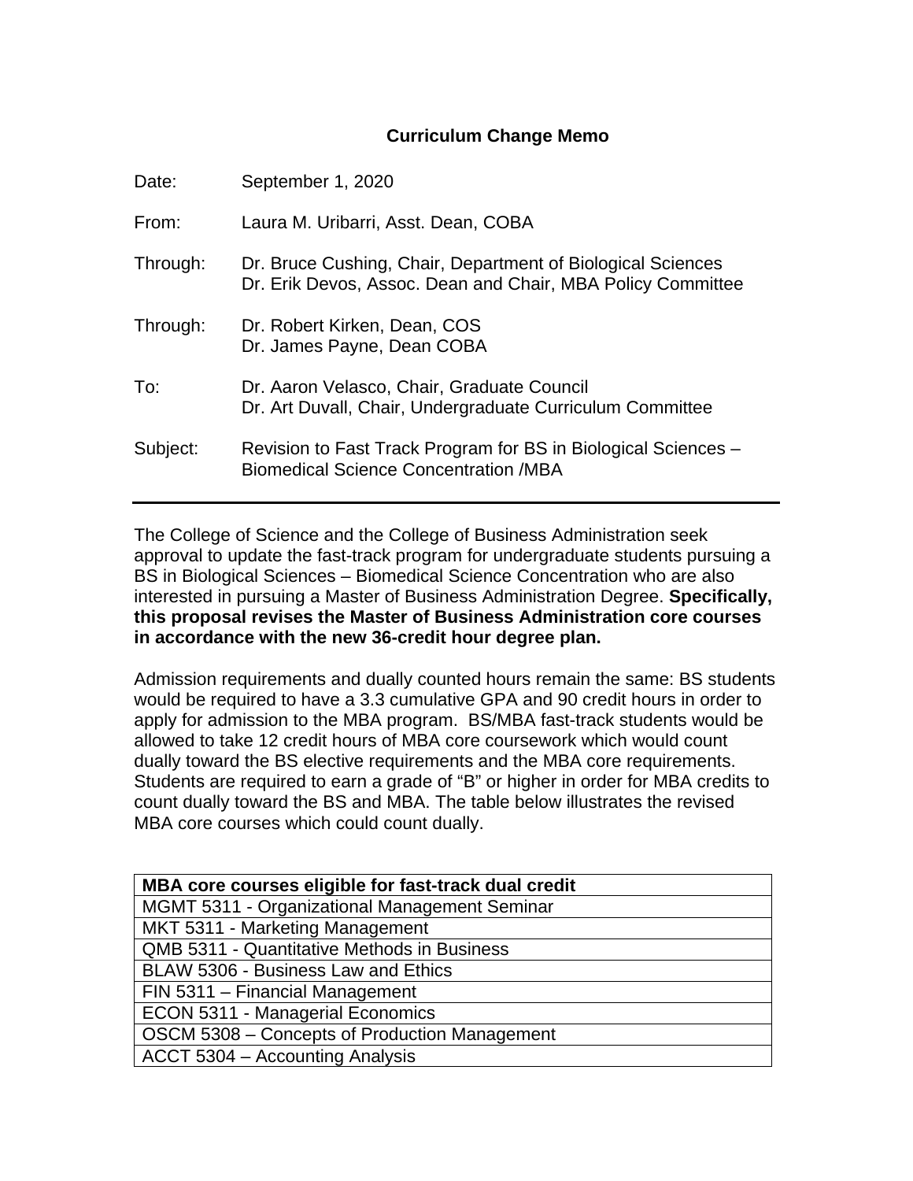## Curriculum Change Memo

| | |
|---|---|
| Date: | September 1, 2020 |
| From: | Laura M. Uribarri, Asst. Dean, COBA |
| Through: | Dr. Bruce Cushing, Chair, Department of Biological Sciences<br>Dr. Erik Devos, Assoc. Dean and Chair, MBA Policy Committee |
| Through: | Dr. Robert Kirken, Dean, COS<br>Dr. James Payne, Dean COBA |
| To: | Dr. Aaron Velasco, Chair, Graduate Council<br>Dr. Art Duvall, Chair, Undergraduate Curriculum Committee |
| Subject: | Revision to Fast Track Program for BS in Biological Sciences – Biomedical Science Concentration /MBA |

---

The College of Science and the College of Business Administration seek approval to update the fast-track program for undergraduate students pursuing a BS in Biological Sciences – Biomedical Science Concentration who are also interested in pursuing a Master of Business Administration Degree. **Specifically, this proposal revises the Master of Business Administration core courses in accordance with the new 36-credit hour degree plan.**

Admission requirements and dually counted hours remain the same: BS students would be required to have a 3.3 cumulative GPA and 90 credit hours in order to apply for admission to the MBA program. BS/MBA fast-track students would be allowed to take 12 credit hours of MBA core coursework which would count dually toward the BS elective requirements and the MBA core requirements. Students are required to earn a grade of "B" or higher in order for MBA credits to count dually toward the BS and MBA. The table below illustrates the revised MBA core courses which could count dually.

| MBA core courses eligible for fast-track dual credit |
|---|
| MGMT 5311 - Organizational Management Seminar |
| MKT 5311 - Marketing Management |
| QMB 5311 - Quantitative Methods in Business |
| BLAW 5306 - Business Law and Ethics |
| FIN 5311 – Financial Management |
| ECON 5311 - Managerial Economics |
| OSCM 5308 – Concepts of Production Management |
| ACCT 5304 – Accounting Analysis |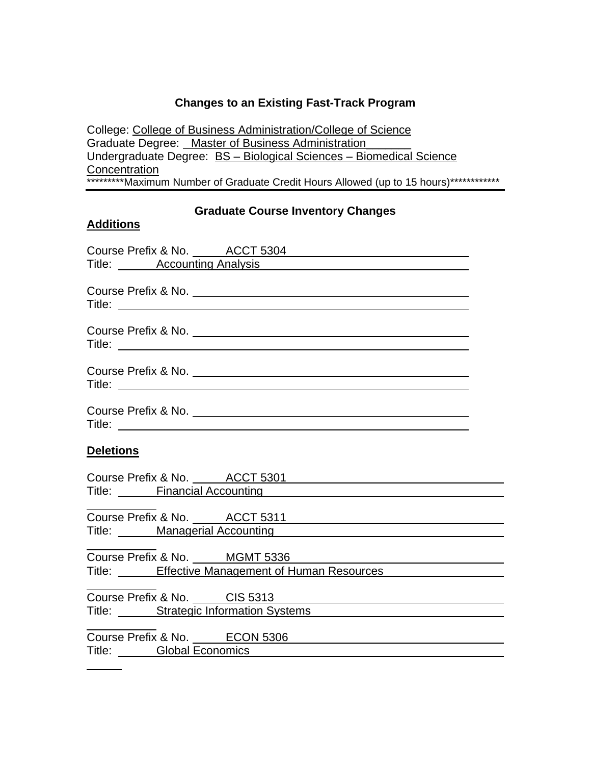## Changes to an Existing Fast-Track Program

College: College of Business Administration/College of Science
Graduate Degree: Master of Business Administration
Undergraduate Degree: BS – Biological Sciences – Biomedical Science Concentration
*********Maximum Number of Graduate Credit Hours Allowed (up to 15 hours)************

### Graduate Course Inventory Changes

**Additions**

Course Prefix & No. ACCT 5304
Title: Accounting Analysis

Course Prefix & No.
Title:

Course Prefix & No.
Title:

Course Prefix & No.
Title:

Course Prefix & No.
Title:

**Deletions**

Course Prefix & No. ACCT 5301
Title: Financial Accounting

Course Prefix & No. ACCT 5311
Title: Managerial Accounting

Course Prefix & No. MGMT 5336
Title: Effective Management of Human Resources

Course Prefix & No. CIS 5313
Title: Strategic Information Systems

Course Prefix & No. ECON 5306
Title: Global Economics